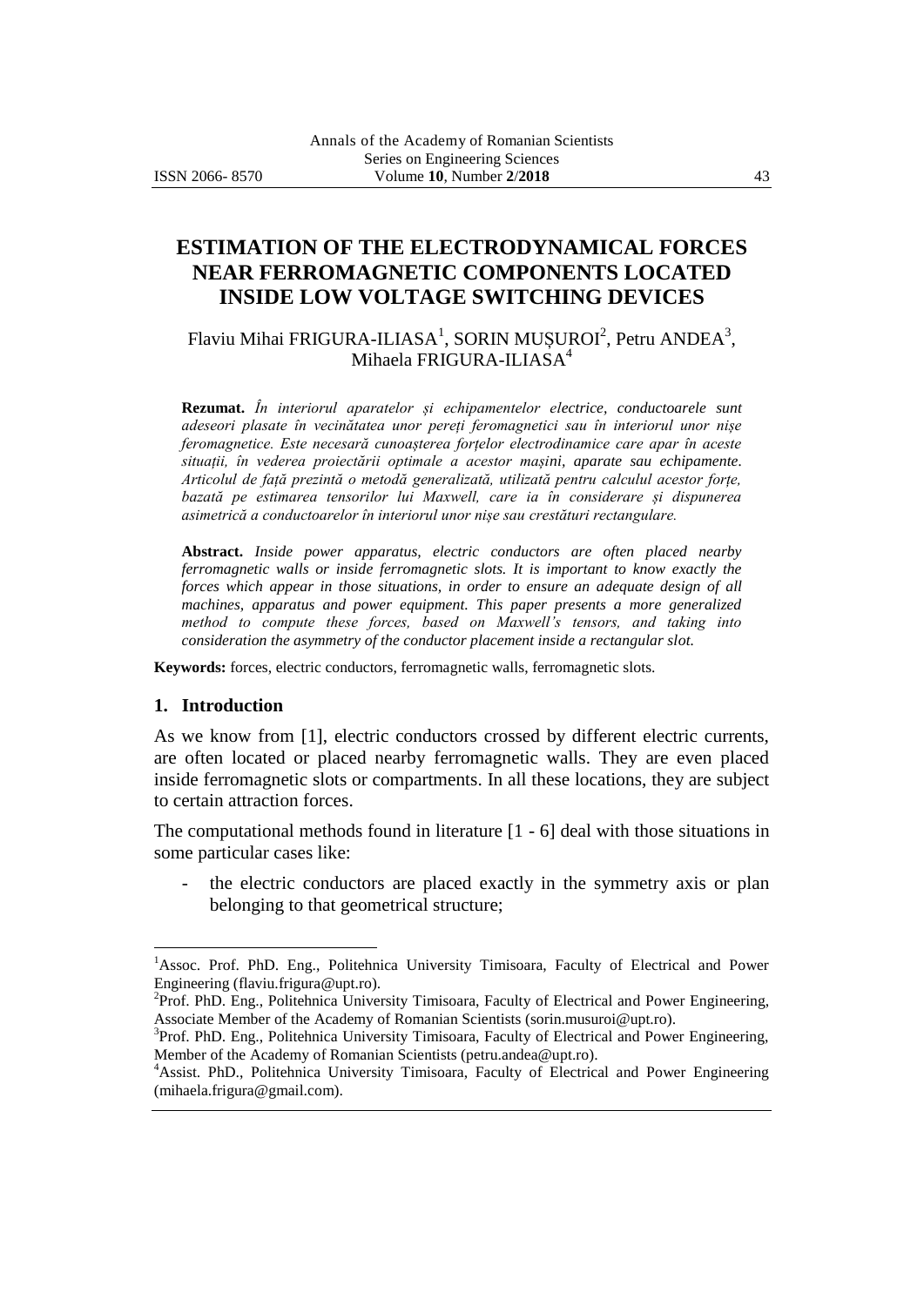# ESTIMATION OF THE ELECTRODYNAMICAL FORCES NEAR FERROMAGNETIC COMPONENTS LOCATED INSIDE LOW VOLTAGE SWITCHING DEVICES

Flaviu Mihai FRIGURA-ILIASA[1], SORIN MUȘUROI[2], Petru ANDEA[3], Mihaela FRIGURA-ILIASA[4]

**Rezumat.** *În interiorul aparatelor și echipamentelor electrice, conductoarele sunt adeseori plasate în vecinătatea unor pereți feromagnetici sau în interiorul unor nișe feromagnetice. Este necesară cunoașterea forțelor electrodinamice care apar în aceste situații, în vederea proiectării optimale a acestor mașini, aparate sau echipamente. Articolul de față prezintă o metodă generalizată, utilizată pentru calculul acestor forțe, bazată pe estimarea tensorilor lui Maxwell, care ia în considerare și dispunerea asimetrică a conductoarelor în interiorul unor nișe sau crestături rectangulare.*

**Abstract.** *Inside power apparatus, electric conductors are often placed nearby ferromagnetic walls or inside ferromagnetic slots. It is important to know exactly the forces which appear in those situations, in order to ensure an adequate design of all machines, apparatus and power equipment. This paper presents a more generalized method to compute these forces, based on Maxwell's tensors, and taking into consideration the asymmetry of the conductor placement inside a rectangular slot.*

**Keywords:** forces, electric conductors, ferromagnetic walls, ferromagnetic slots.

## 1. Introduction

As we know from [1], electric conductors crossed by different electric currents, are often located or placed nearby ferromagnetic walls. They are even placed inside ferromagnetic slots or compartments. In all these locations, they are subject to certain attraction forces.

The computational methods found in literature [1 - 6] deal with those situations in some particular cases like:

- the electric conductors are placed exactly in the symmetry axis or plan belonging to that geometrical structure;

---

[1]Assoc. Prof. PhD. Eng., Politehnica University Timisoara, Faculty of Electrical and Power Engineering (flaviu.frigura@upt.ro).

[2]Prof. PhD. Eng., Politehnica University Timisoara, Faculty of Electrical and Power Engineering, Associate Member of the Academy of Romanian Scientists (sorin.musuroi@upt.ro).

[3]Prof. PhD. Eng., Politehnica University Timisoara, Faculty of Electrical and Power Engineering, Member of the Academy of Romanian Scientists (petru.andea@upt.ro).

[4]Assist. PhD., Politehnica University Timisoara, Faculty of Electrical and Power Engineering (mihaela.frigura@gmail.com).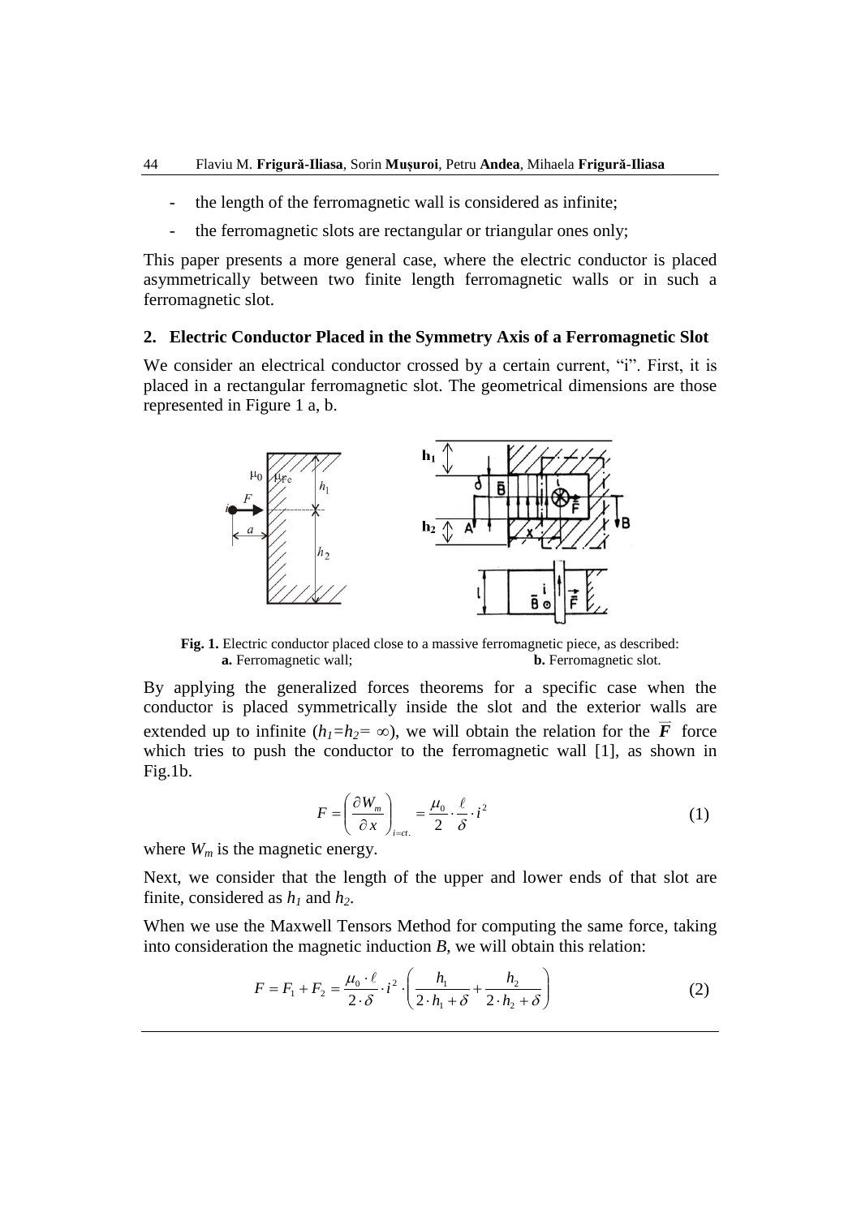- the length of the ferromagnetic wall is considered as infinite;
- the ferromagnetic slots are rectangular or triangular ones only;

This paper presents a more general case, where the electric conductor is placed asymmetrically between two finite length ferromagnetic walls or in such a ferromagnetic slot.

## 2. Electric Conductor Placed in the Symmetry Axis of a Ferromagnetic Slot

We consider an electrical conductor crossed by a certain current, "i". First, it is placed in a rectangular ferromagnetic slot. The geometrical dimensions are those represented in Figure 1 a, b.

**Fig. 1.** Electric conductor placed close to a massive ferromagnetic piece, as described: **a.** Ferromagnetic wall; **b.** Ferromagnetic slot.

By applying the generalized forces theorems for a specific case when the conductor is placed symmetrically inside the slot and the exterior walls are extended up to infinite ($h_1 = h_2 = \infty$), we will obtain the relation for the $\vec{F}$ force which tries to push the conductor to the ferromagnetic wall [1], as shown in Fig.1b.

$$F = \left( \frac{\partial W_m}{\partial x} \right)_{i=ct.} = \frac{\mu_0}{2} \cdot \frac{\ell}{\delta} \cdot i^2 \tag{1}$$

where $W_m$ is the magnetic energy.

Next, we consider that the length of the upper and lower ends of that slot are finite, considered as $h_1$ and $h_2$.

When we use the Maxwell Tensors Method for computing the same force, taking into consideration the magnetic induction $B$, we will obtain this relation:

$$F = F_1 + F_2 = \frac{\mu_0 \cdot \ell}{2 \cdot \delta} \cdot i^2 \cdot \left( \frac{h_1}{2 \cdot h_1 + \delta} + \frac{h_2}{2 \cdot h_2 + \delta} \right) \tag{2}$$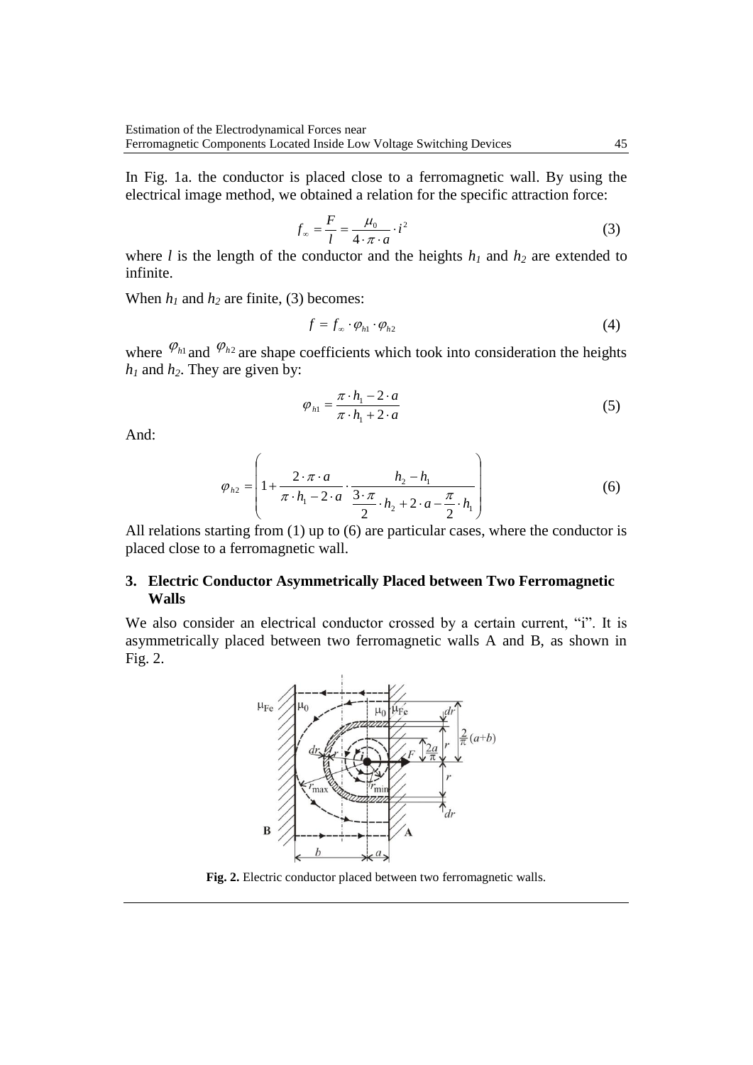In Fig. 1a. the conductor is placed close to a ferromagnetic wall. By using the electrical image method, we obtained a relation for the specific attraction force:

$$f_{\infty} = \frac{F}{l} = \frac{\mu_0}{4 \cdot \pi \cdot a} \cdot i^2 \tag{3}$$

where $l$ is the length of the conductor and the heights $h_1$ and $h_2$ are extended to infinite.

When $h_1$ and $h_2$ are finite, (3) becomes:

$$f = f_{\infty} \cdot \varphi_{h1} \cdot \varphi_{h2} \tag{4}$$

where $\varphi_{h1}$ and $\varphi_{h2}$ are shape coefficients which took into consideration the heights $h_1$ and $h_2$. They are given by:

$$\varphi_{h1} = \frac{\pi \cdot h_1 - 2 \cdot a}{\pi \cdot h_1 + 2 \cdot a} \tag{5}$$

And:

$$\varphi_{h2} = \left( 1 + \frac{2 \cdot \pi \cdot a}{\pi \cdot h_1 - 2 \cdot a} \cdot \frac{h_2 - h_1}{\dfrac{3 \cdot \pi}{2} \cdot h_2 + 2 \cdot a - \dfrac{\pi}{2} \cdot h_1} \right) \tag{6}$$

All relations starting from (1) up to (6) are particular cases, where the conductor is placed close to a ferromagnetic wall.

## 3. Electric Conductor Asymmetrically Placed between Two Ferromagnetic Walls

We also consider an electrical conductor crossed by a certain current, "i". It is asymmetrically placed between two ferromagnetic walls A and B, as shown in Fig. 2.

**Fig. 2.** Electric conductor placed between two ferromagnetic walls.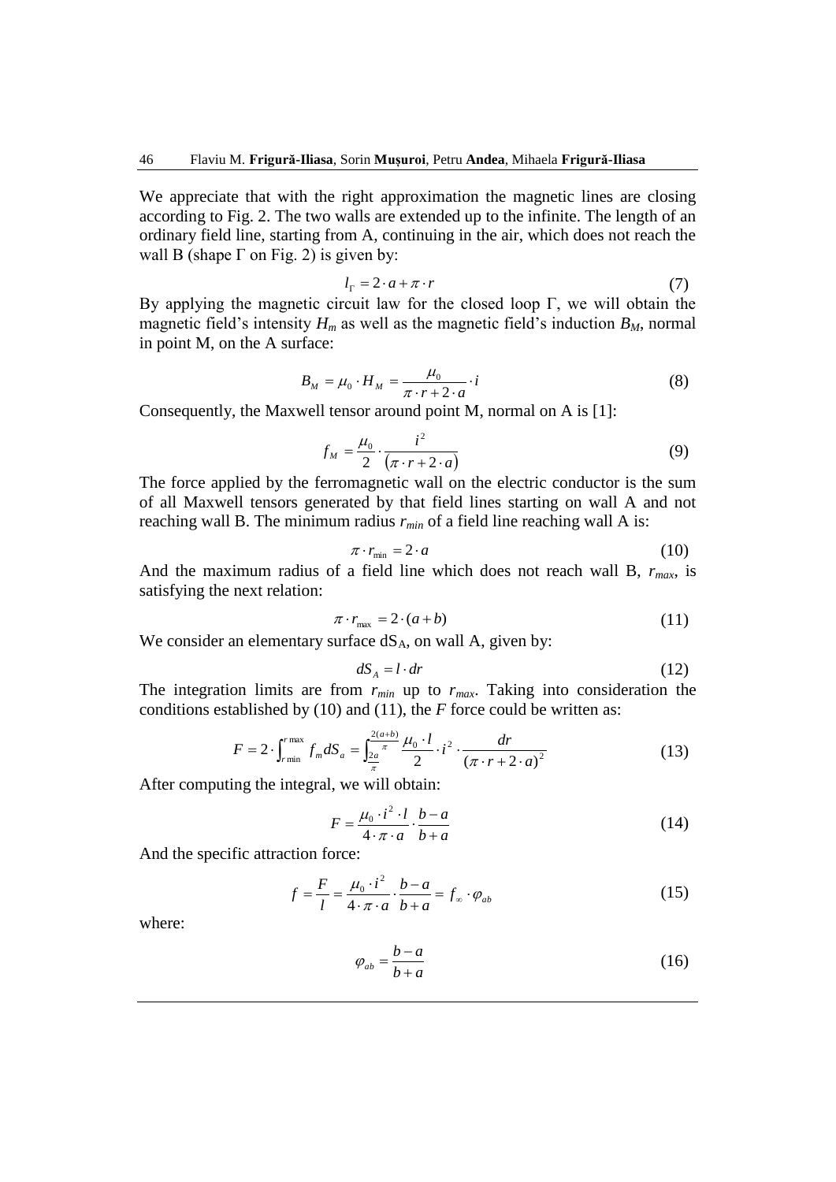We appreciate that with the right approximation the magnetic lines are closing according to Fig. 2. The two walls are extended up to the infinite. The length of an ordinary field line, starting from A, continuing in the air, which does not reach the wall B (shape Γ on Fig. 2) is given by:

$$l_{\Gamma} = 2 \cdot a + \pi \cdot r \tag{7}$$

By applying the magnetic circuit law for the closed loop Γ, we will obtain the magnetic field's intensity $H_m$ as well as the magnetic field's induction $B_M$, normal in point M, on the A surface:

$$B_M = \mu_0 \cdot H_M = \frac{\mu_0}{\pi \cdot r + 2 \cdot a} \cdot i \tag{8}$$

Consequently, the Maxwell tensor around point M, normal on A is [1]:

$$f_M = \frac{\mu_0}{2} \cdot \frac{i^2}{(\pi \cdot r + 2 \cdot a)} \tag{9}$$

The force applied by the ferromagnetic wall on the electric conductor is the sum of all Maxwell tensors generated by that field lines starting on wall A and not reaching wall B. The minimum radius $r_{min}$ of a field line reaching wall A is:

$$\pi \cdot r_{\min} = 2 \cdot a \tag{10}$$

And the maximum radius of a field line which does not reach wall B, $r_{max}$, is satisfying the next relation:

$$\pi \cdot r_{\max} = 2 \cdot (a + b) \tag{11}$$

We consider an elementary surface $dS_A$, on wall A, given by:

$$dS_A = l \cdot dr \tag{12}$$

The integration limits are from $r_{min}$ up to $r_{max}$. Taking into consideration the conditions established by (10) and (11), the $F$ force could be written as:

$$F = 2 \cdot \int_{r\min}^{r\max} f_m dS_a = \int_{\frac{2a}{\pi}}^{\frac{2(a+b)}{\pi}} \frac{\mu_0 \cdot l}{2} \cdot i^2 \cdot \frac{dr}{(\pi \cdot r + 2 \cdot a)^2} \tag{13}$$

After computing the integral, we will obtain:

$$F = \frac{\mu_0 \cdot i^2 \cdot l}{4 \cdot \pi \cdot a} \cdot \frac{b - a}{b + a} \tag{14}$$

And the specific attraction force:

$$f = \frac{F}{l} = \frac{\mu_0 \cdot i^2}{4 \cdot \pi \cdot a} \cdot \frac{b - a}{b + a} = f_{\infty} \cdot \varphi_{ab} \tag{15}$$

where:

$$\varphi_{ab} = \frac{b - a}{b + a} \tag{16}$$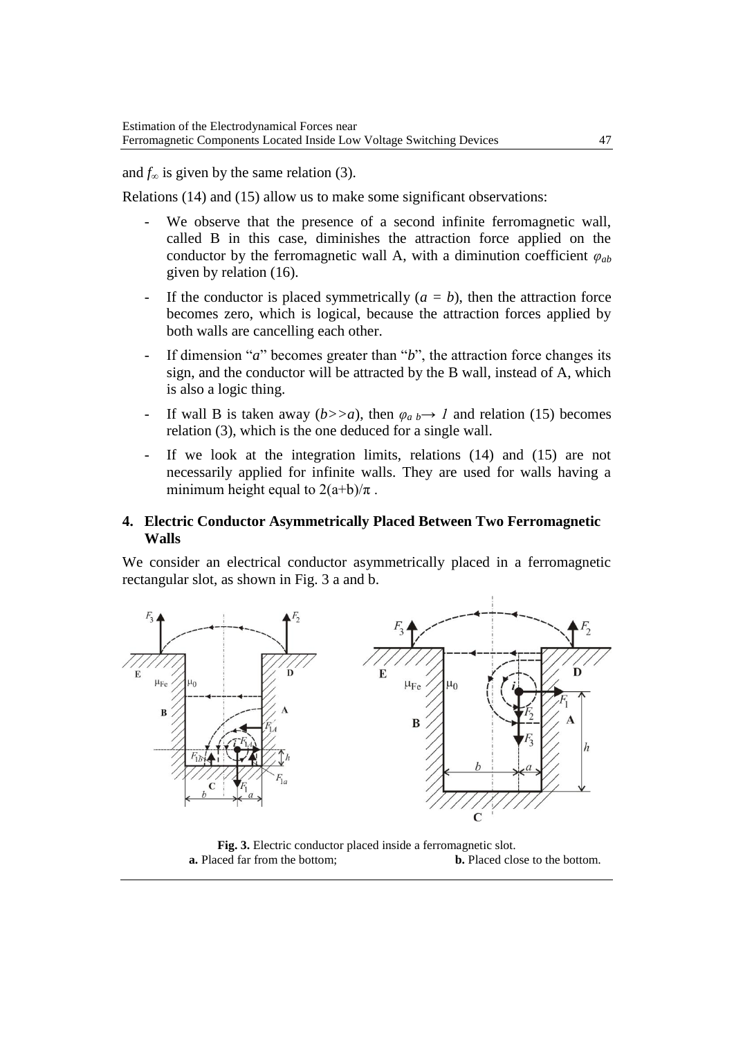and $f_{\infty}$ is given by the same relation (3).

Relations (14) and (15) allow us to make some significant observations:

- We observe that the presence of a second infinite ferromagnetic wall, called B in this case, diminishes the attraction force applied on the conductor by the ferromagnetic wall A, with a diminution coefficient $\varphi_{ab}$ given by relation (16).
- If the conductor is placed symmetrically ($a = b$), then the attraction force becomes zero, which is logical, because the attraction forces applied by both walls are cancelling each other.
- If dimension "*a*" becomes greater than "*b*", the attraction force changes its sign, and the conductor will be attracted by the B wall, instead of A, which is also a logic thing.
- If wall B is taken away ($b >> a$), then $\varphi_{a\,b} \rightarrow 1$ and relation (15) becomes relation (3), which is the one deduced for a single wall.
- If we look at the integration limits, relations (14) and (15) are not necessarily applied for infinite walls. They are used for walls having a minimum height equal to $2(a+b)/\pi$ .

## 4. Electric Conductor Asymmetrically Placed Between Two Ferromagnetic Walls

We consider an electrical conductor asymmetrically placed in a ferromagnetic rectangular slot, as shown in Fig. 3 a and b.

**Fig. 3.** Electric conductor placed inside a ferromagnetic slot.
**a.** Placed far from the bottom; **b.** Placed close to the bottom.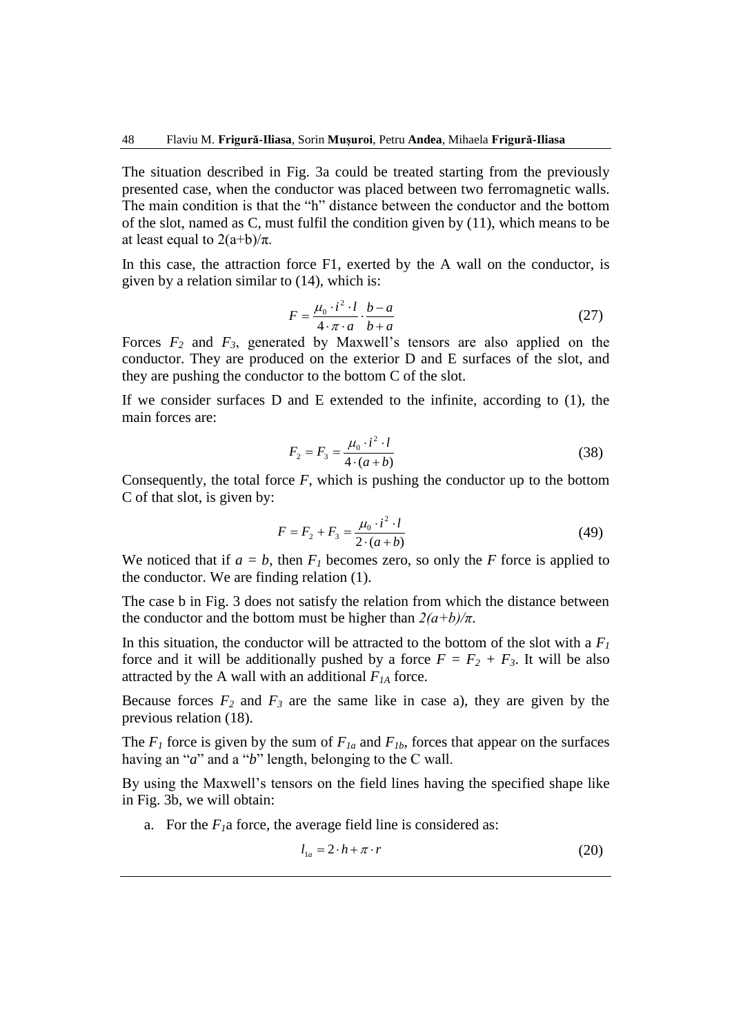The situation described in Fig. 3a could be treated starting from the previously presented case, when the conductor was placed between two ferromagnetic walls. The main condition is that the "h" distance between the conductor and the bottom of the slot, named as C, must fulfil the condition given by (11), which means to be at least equal to $2(a+b)/\pi$.

In this case, the attraction force F1, exerted by the A wall on the conductor, is given by a relation similar to (14), which is:

$$F = \frac{\mu_0 \cdot i^2 \cdot l}{4 \cdot \pi \cdot a} \cdot \frac{b-a}{b+a} \tag{27}$$

Forces $F_2$ and $F_3$, generated by Maxwell's tensors are also applied on the conductor. They are produced on the exterior D and E surfaces of the slot, and they are pushing the conductor to the bottom C of the slot.

If we consider surfaces D and E extended to the infinite, according to (1), the main forces are:

$$F_2 = F_3 = \frac{\mu_0 \cdot i^2 \cdot l}{4 \cdot (a+b)} \tag{38}$$

Consequently, the total force $F$, which is pushing the conductor up to the bottom C of that slot, is given by:

$$F = F_2 + F_3 = \frac{\mu_0 \cdot i^2 \cdot l}{2 \cdot (a+b)} \tag{49}$$

We noticed that if $a = b$, then $F_1$ becomes zero, so only the $F$ force is applied to the conductor. We are finding relation (1).

The case b in Fig. 3 does not satisfy the relation from which the distance between the conductor and the bottom must be higher than $2(a+b)/\pi$.

In this situation, the conductor will be attracted to the bottom of the slot with a $F_1$ force and it will be additionally pushed by a force $F = F_2 + F_3$. It will be also attracted by the A wall with an additional $F_{1A}$ force.

Because forces $F_2$ and $F_3$ are the same like in case a), they are given by the previous relation (18).

The $F_1$ force is given by the sum of $F_{1a}$ and $F_{1b}$, forces that appear on the surfaces having an "*a*" and a "*b*" length, belonging to the C wall.

By using the Maxwell's tensors on the field lines having the specified shape like in Fig. 3b, we will obtain:

a. For the $F_1$a force, the average field line is considered as:

$$l_{1a} = 2 \cdot h + \pi \cdot r \tag{20}$$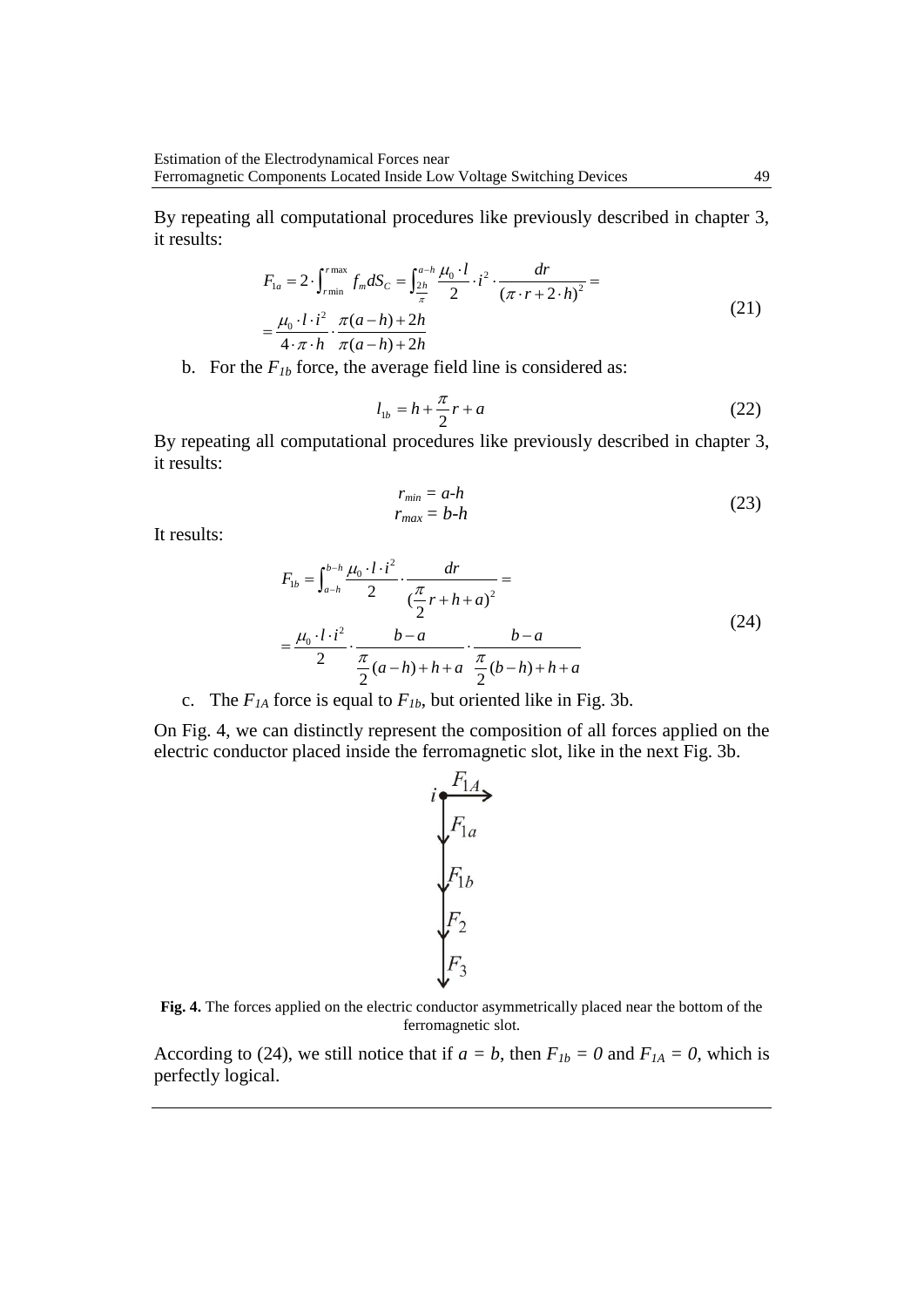By repeating all computational procedures like previously described in chapter 3, it results:

$$F_{1a} = 2 \cdot \int_{r\min}^{r\max} f_m dS_C = \int_{\frac{2h}{\pi}}^{a-h} \frac{\mu_0 \cdot l}{2} \cdot i^2 \cdot \frac{dr}{(\pi \cdot r + 2 \cdot h)^2} = \\ = \frac{\mu_0 \cdot l \cdot i^2}{4 \cdot \pi \cdot h} \cdot \frac{\pi(a-h)+2h}{\pi(a-h)+2h} \tag{21}$$

b. For the $F_{1b}$ force, the average field line is considered as:

$$l_{1b} = h + \frac{\pi}{2} r + a \tag{22}$$

By repeating all computational procedures like previously described in chapter 3, it results:

$$r_{min} = a\text{-}h \\ r_{max} = b\text{-}h \tag{23}$$

It results:

$$F_{1b} = \int_{a-h}^{b-h} \frac{\mu_0 \cdot l \cdot i^2}{2} \cdot \frac{dr}{(\frac{\pi}{2} r + h + a)^2} = \\ = \frac{\mu_0 \cdot l \cdot i^2}{2} \cdot \frac{b-a}{\frac{\pi}{2}(a-h)+h+a} \cdot \frac{b-a}{\frac{\pi}{2}(b-h)+h+a} \tag{24}$$

c. The $F_{1A}$ force is equal to $F_{1b}$, but oriented like in Fig. 3b.

On Fig. 4, we can distinctly represent the composition of all forces applied on the electric conductor placed inside the ferromagnetic slot, like in the next Fig. 3b.

**Fig. 4.** The forces applied on the electric conductor asymmetrically placed near the bottom of the ferromagnetic slot.

According to (24), we still notice that if $a = b$, then $F_{1b} = 0$ and $F_{1A} = 0$, which is perfectly logical.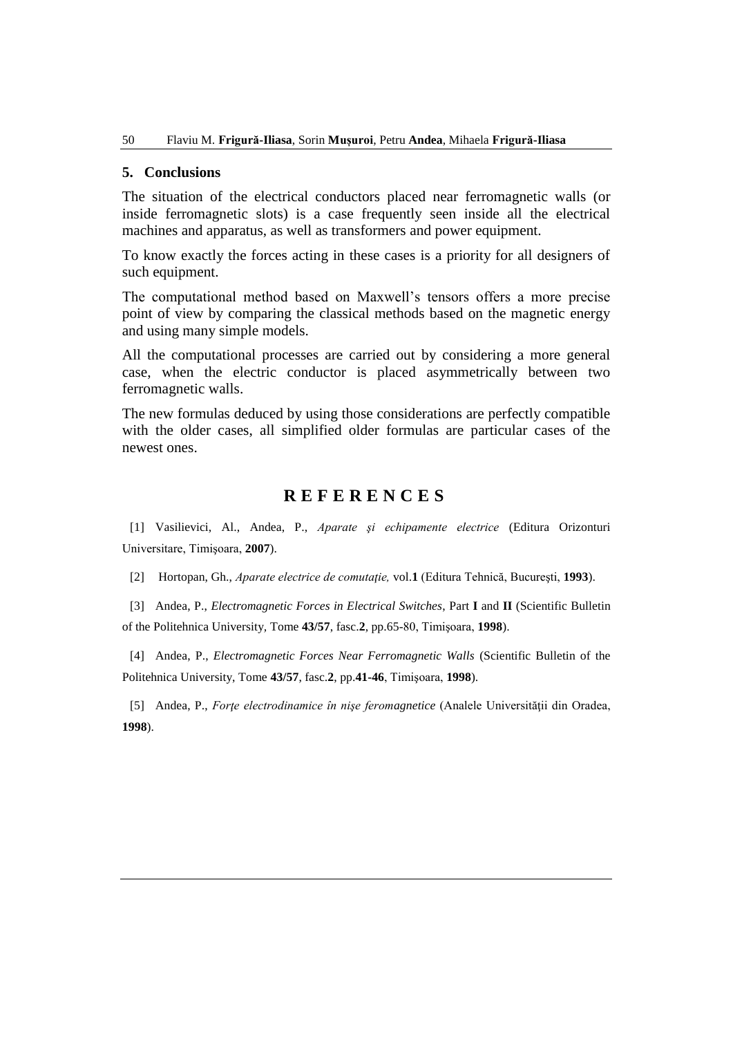## 5. Conclusions

The situation of the electrical conductors placed near ferromagnetic walls (or inside ferromagnetic slots) is a case frequently seen inside all the electrical machines and apparatus, as well as transformers and power equipment.

To know exactly the forces acting in these cases is a priority for all designers of such equipment.

The computational method based on Maxwell's tensors offers a more precise point of view by comparing the classical methods based on the magnetic energy and using many simple models.

All the computational processes are carried out by considering a more general case, when the electric conductor is placed asymmetrically between two ferromagnetic walls.

The new formulas deduced by using those considerations are perfectly compatible with the older cases, all simplified older formulas are particular cases of the newest ones.

## R E F E R E N C E S

[1] Vasilievici, Al., Andea, P., *Aparate şi echipamente electrice* (Editura Orizonturi Universitare, Timişoara, **2007**).

[2] Hortopan, Gh., *Aparate electrice de comutaţie,* vol.**1** (Editura Tehnică, Bucureşti, **1993**).

[3] Andea, P., *Electromagnetic Forces in Electrical Switches*, Part **I** and **II** (Scientific Bulletin of the Politehnica University, Tome **43/57**, fasc.**2**, pp.65-80, Timişoara, **1998**).

[4] Andea, P., *Electromagnetic Forces Near Ferromagnetic Walls* (Scientific Bulletin of the Politehnica University, Tome **43/57**, fasc.**2**, pp.**41-46**, Timişoara, **1998**).

[5] Andea, P., *Forţe electrodinamice în nişe feromagnetice* (Analele Universităţii din Oradea, **1998**).